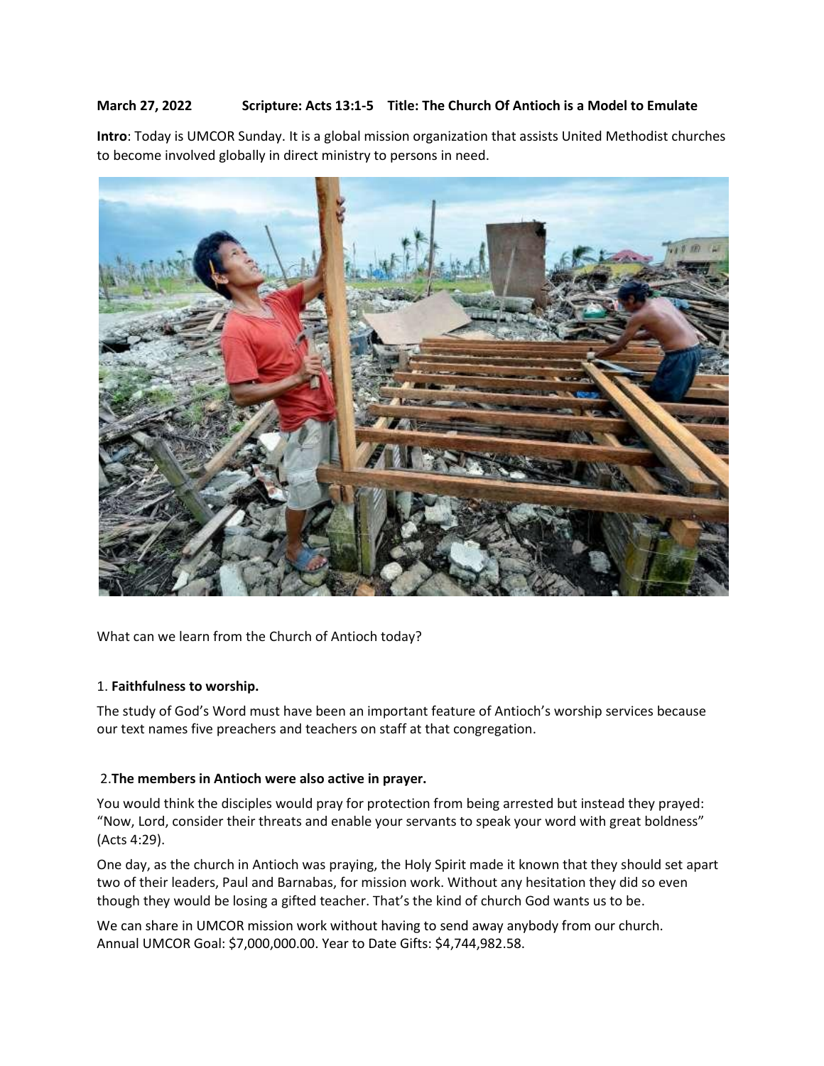**March 27, 2022 Scripture: Acts 13:1-5 Title: The Church Of Antioch is a Model to Emulate**

**Intro**: Today is UMCOR Sunday. It is a global mission organization that assists United Methodist churches to become involved globally in direct ministry to persons in need.

What can we learn from the Church of Antioch today?

1. **Faithfulness to worship.**

The study of God's Word must have been an important feature of Antioch's worship services because our text names five preachers and teachers on staff at that congregation.

2. **The members in Antioch were also active in prayer.**

You would think the disciples would pray for protection from being arrested but instead they prayed: "Now, Lord, consider their threats and enable your servants to speak your word with great boldness" (Acts 4:29).

One day, as the church in Antioch was praying, the Holy Spirit made it known that they should set apart two of their leaders, Paul and Barnabas, for mission work. Without any hesitation they did so even though they would be losing a gifted teacher. That's the kind of church God wants us to be.

We can share in UMCOR mission work without having to send away anybody from our church. Annual UMCOR Goal: $7,000,000.00. Year to Date Gifts: $4,744,982.58.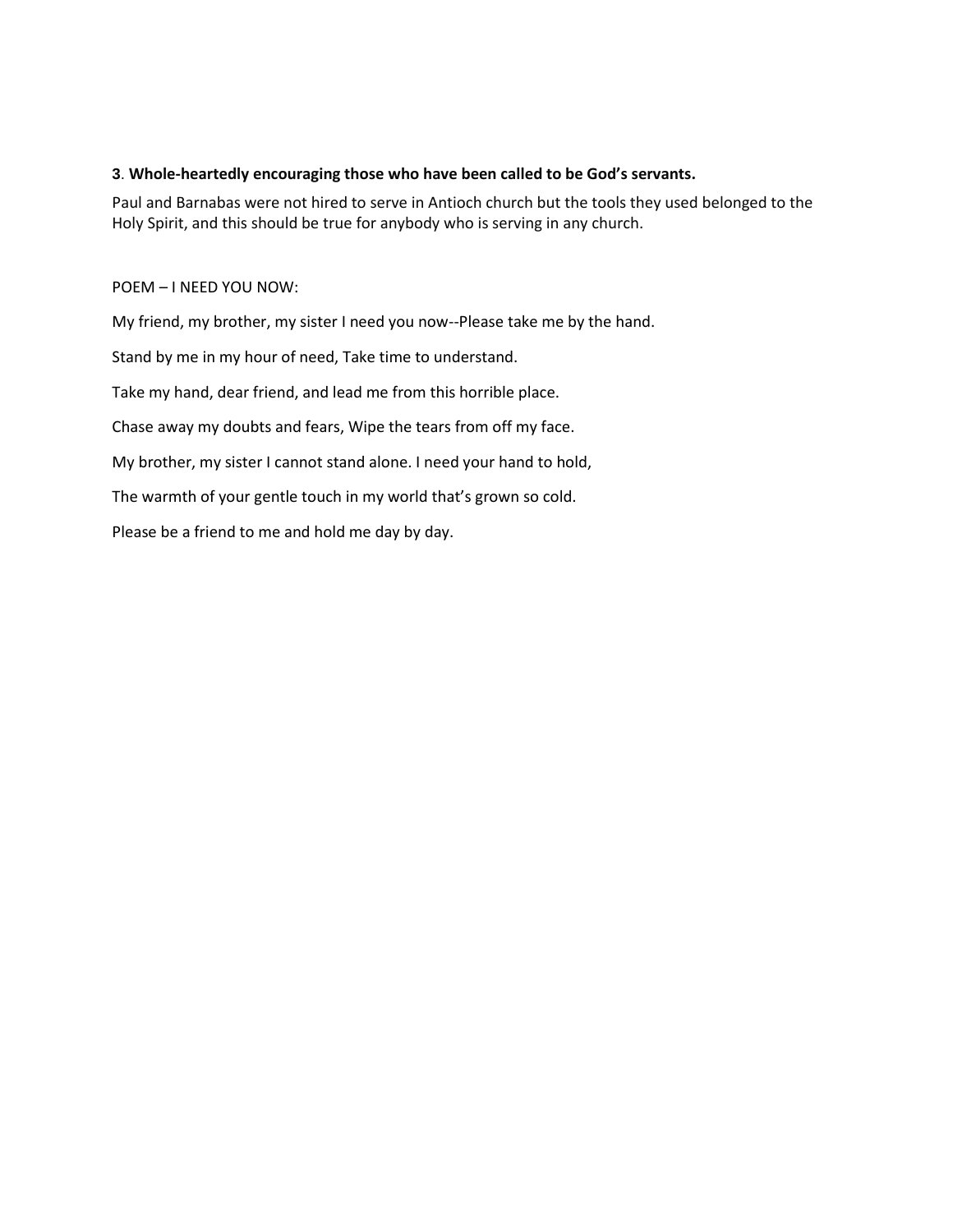**3**. **Whole-heartedly encouraging those who have been called to be God's servants.**

Paul and Barnabas were not hired to serve in Antioch church but the tools they used belonged to the Holy Spirit, and this should be true for anybody who is serving in any church.

POEM – I NEED YOU NOW:

My friend, my brother, my sister I need you now--Please take me by the hand.

Stand by me in my hour of need, Take time to understand.

Take my hand, dear friend, and lead me from this horrible place.

Chase away my doubts and fears, Wipe the tears from off my face.

My brother, my sister I cannot stand alone. I need your hand to hold,

The warmth of your gentle touch in my world that's grown so cold.

Please be a friend to me and hold me day by day.